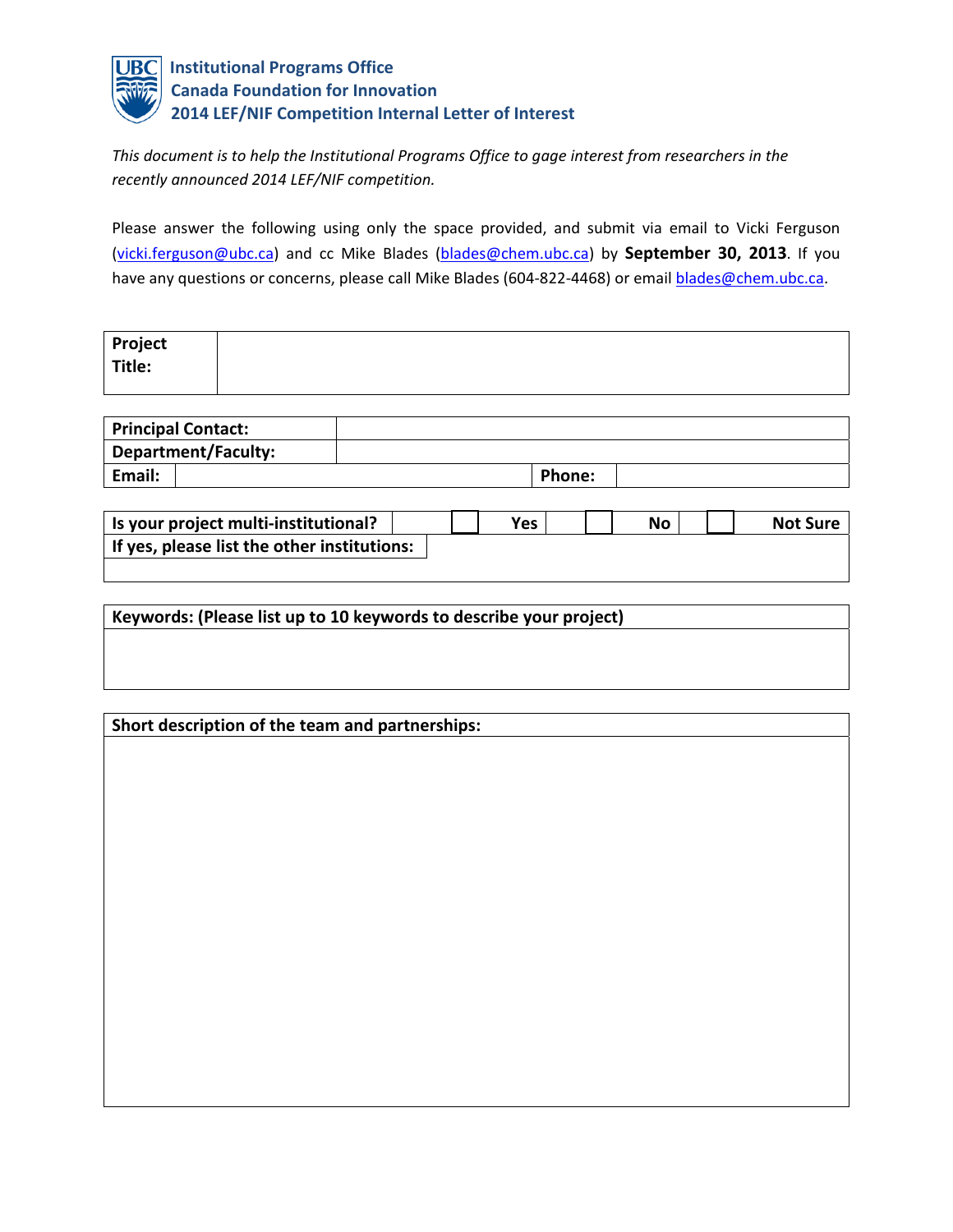# Institutional Programs Office
## Canada Foundation for Innovation
## 2014 LEF/NIF Competition Internal Letter of Interest

*This document is to help the Institutional Programs Office to gage interest from researchers in the recently announced 2014 LEF/NIF competition.*

Please answer the following using only the space provided, and submit via email to Vicki Ferguson (vicki.ferguson@ubc.ca) and cc Mike Blades (blades@chem.ubc.ca) by **September 30, 2013**. If you have any questions or concerns, please call Mike Blades (604-822-4468) or email blades@chem.ubc.ca.

| **Project Title:** | |
|---|---|

| **Principal Contact:** | | | |
|---|---|---|---|
| **Department/Faculty:** | | | |
| **Email:** | | **Phone:** | |

| **Is your project multi-institutional?** | ☐ **Yes** | ☐ **No** | ☐ **Not Sure** |
|---|---|---|---|
| **If yes, please list the other institutions:** | | | |

| **Keywords: (Please list up to 10 keywords to describe your project)** |
|---|
| |

| **Short description of the team and partnerships:** |
|---|
| |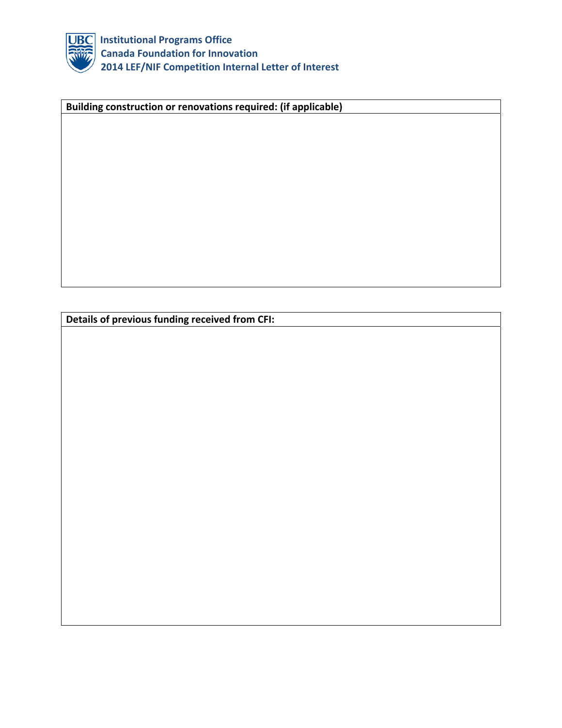| Building construction or renovations required: (if applicable) |
| --- |
| |

| Details of previous funding received from CFI: |
| --- |
| |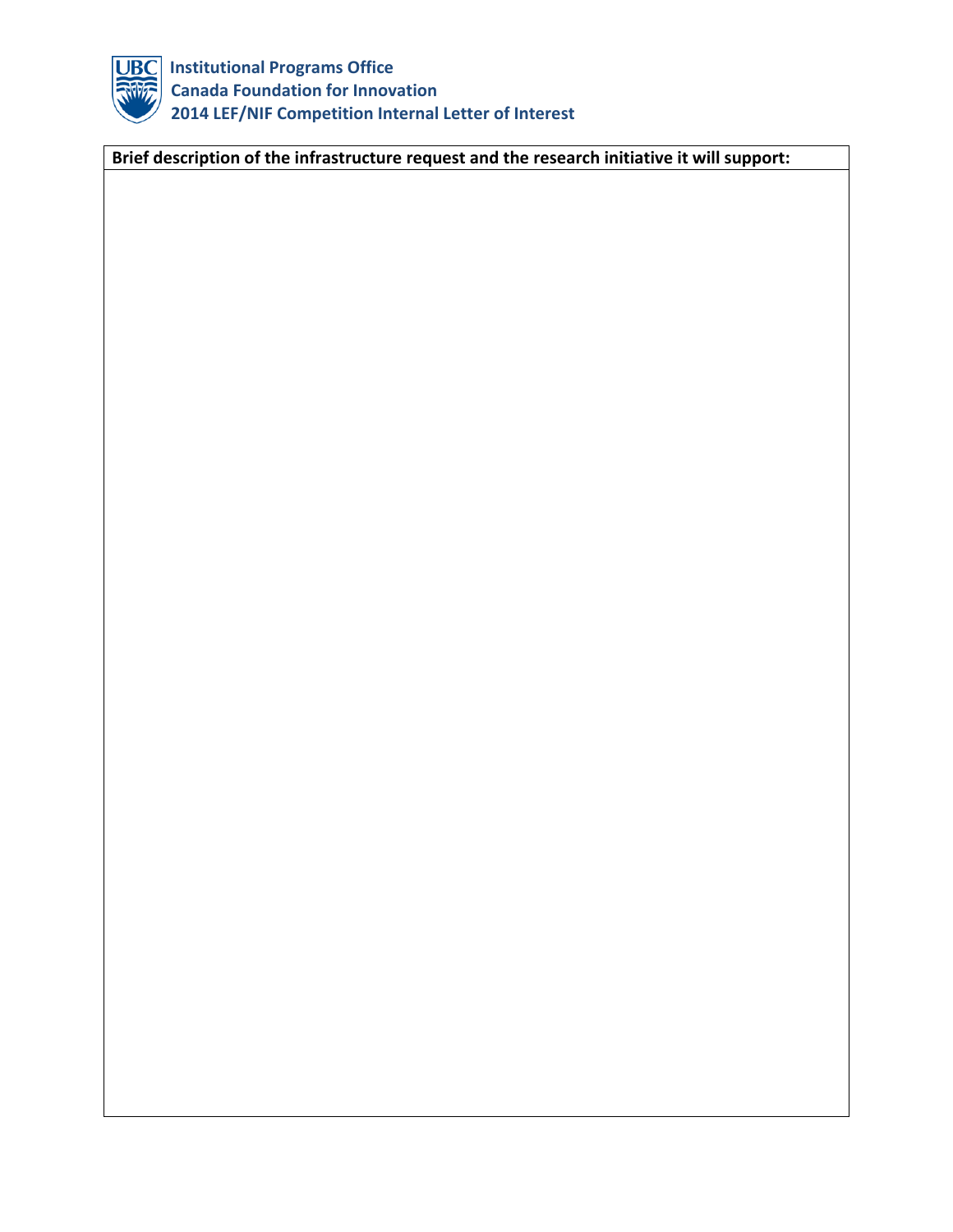| Brief description of the infrastructure request and the research initiative it will support: |
| --- |
| |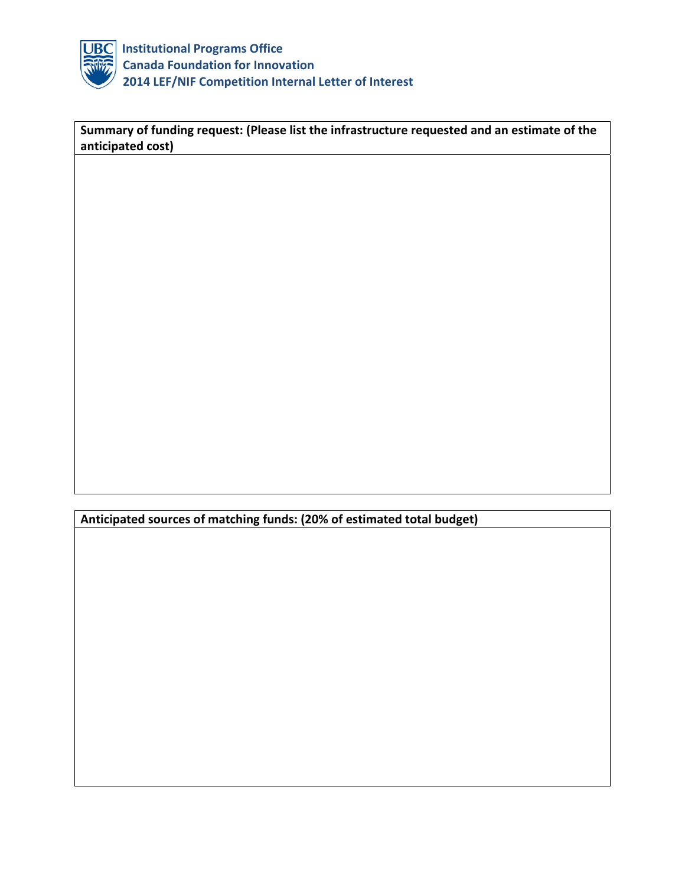**Institutional Programs Office**
**Canada Foundation for Innovation**
**2014 LEF/NIF Competition Internal Letter of Interest**

| **Summary of funding request: (Please list the infrastructure requested and an estimate of the anticipated cost)** |
| --- |
| |

| **Anticipated sources of matching funds: (20% of estimated total budget)** |
| --- |
| |